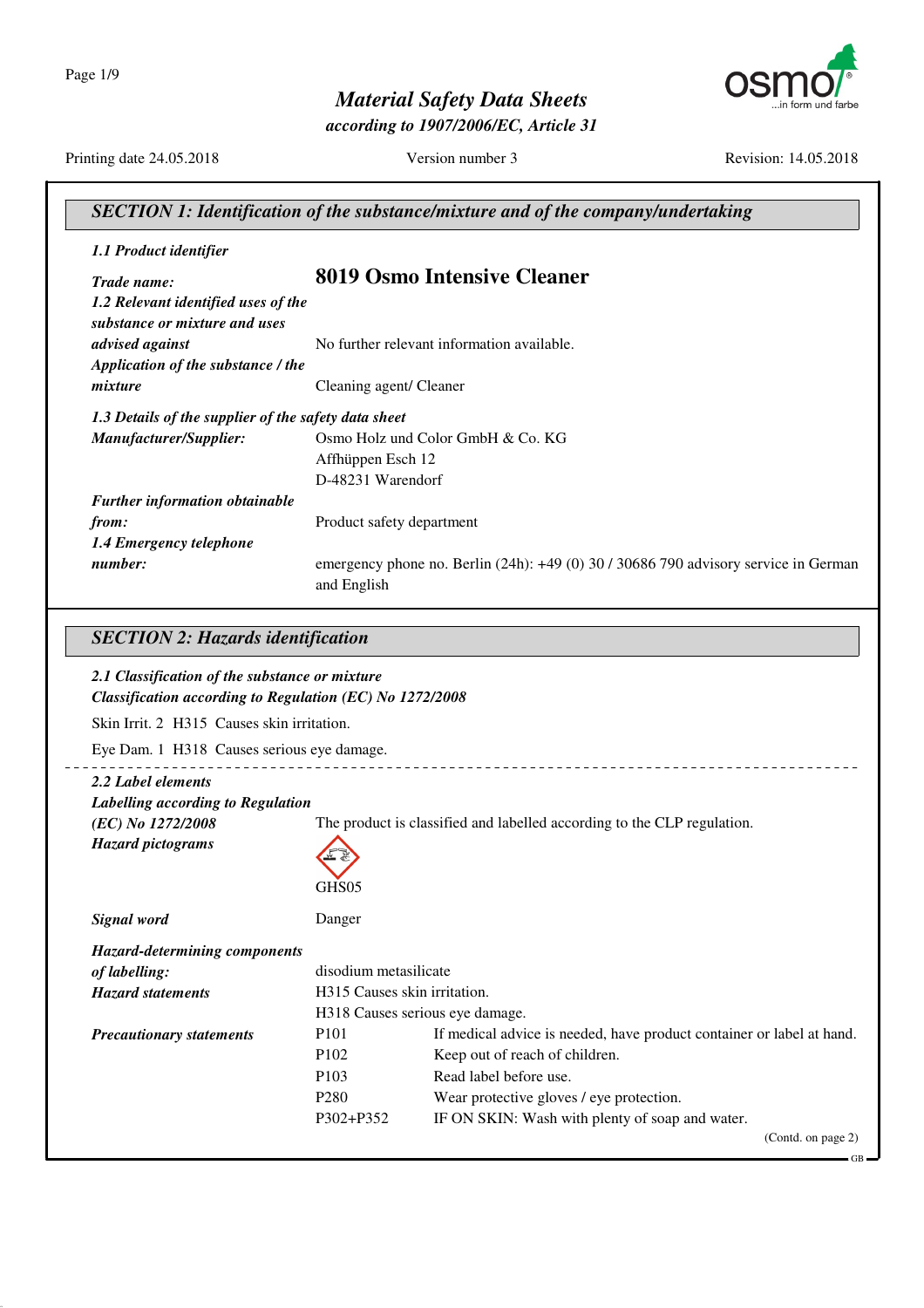# Material Safety Data Sheets

*according to 1907/2006/EC, Article 31*

Printing date 24.05.2018 | Version number 3 | Revision: 14.05.2018

## SECTION 1: Identification of the substance/mixture and of the company/undertaking

***1.1 Product identifier***

***Trade name:*** **8019 Osmo Intensive Cleaner**

***1.2 Relevant identified uses of the substance or mixture and uses advised against*** No further relevant information available.

***Application of the substance / the mixture*** Cleaning agent/ Cleaner

***1.3 Details of the supplier of the safety data sheet***

***Manufacturer/Supplier:***
Osmo Holz und Color GmbH & Co. KG
Affhüppen Esch 12
D-48231 Warendorf

***Further information obtainable from:*** Product safety department

***1.4 Emergency telephone number:*** emergency phone no. Berlin (24h): +49 (0) 30 / 30686 790 advisory service in German and English

## SECTION 2: Hazards identification

***2.1 Classification of the substance or mixture***

***Classification according to Regulation (EC) No 1272/2008***

Skin Irrit. 2 H315 Causes skin irritation.

Eye Dam. 1 H318 Causes serious eye damage.

***2.2 Label elements***

***Labelling according to Regulation (EC) No 1272/2008*** The product is classified and labelled according to the CLP regulation.

***Hazard pictograms***

GHS05

***Signal word*** Danger

***Hazard-determining components of labelling:***
disodium metasilicate

***Hazard statements***
H315 Causes skin irritation.
H318 Causes serious eye damage.

***Precautionary statements***

| | |
|---|---|
| P101 | If medical advice is needed, have product container or label at hand. |
| P102 | Keep out of reach of children. |
| P103 | Read label before use. |
| P280 | Wear protective gloves / eye protection. |
| P302+P352 | IF ON SKIN: Wash with plenty of soap and water. |

(Contd. on page 2)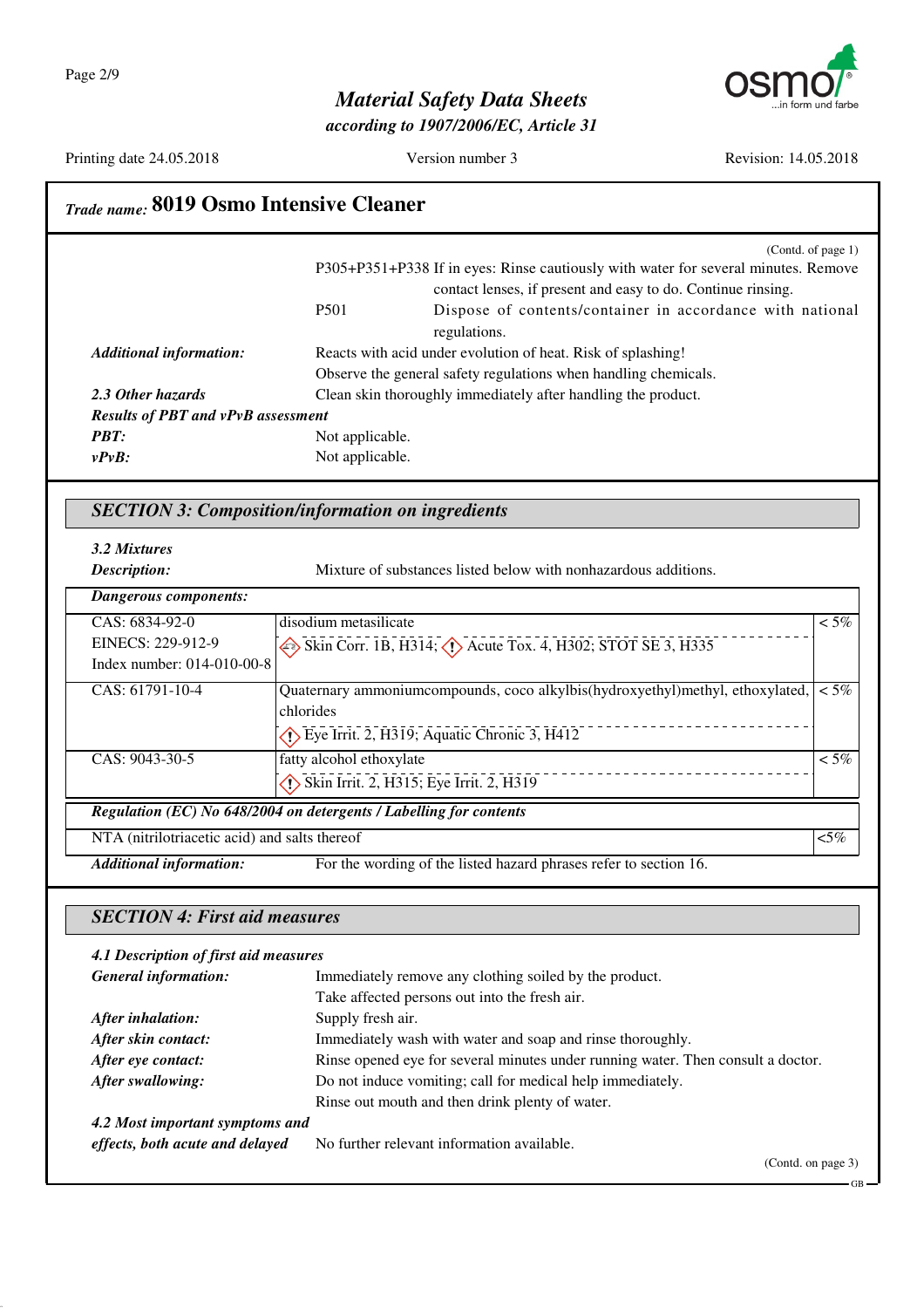**Trade name: 8019 Osmo Intensive Cleaner**

(Contd. of page 1)

P305+P351+P338 If in eyes: Rinse cautiously with water for several minutes. Remove contact lenses, if present and easy to do. Continue rinsing.

P501 Dispose of contents/container in accordance with national regulations.

***Additional information:*** Reacts with acid under evolution of heat. Risk of splashing!
Observe the general safety regulations when handling chemicals.

***2.3 Other hazards*** Clean skin thoroughly immediately after handling the product.

***Results of PBT and vPvB assessment***

***PBT:*** Not applicable.

***vPvB:*** Not applicable.

## SECTION 3: Composition/information on ingredients

***3.2 Mixtures***

***Description:*** Mixture of substances listed below with nonhazardous additions.

| ***Dangerous components:*** | | |
|---|---|---|
| CAS: 6834-92-0<br>EINECS: 229-912-9<br>Index number: 014-010-00-8 | disodium metasilicate<br>Skin Corr. 1B, H314; Acute Tox. 4, H302; STOT SE 3, H335 | < 5% |
| CAS: 61791-10-4 | Quaternary ammoniumcompounds, coco alkylbis(hydroxyethyl)methyl, ethoxylated, chlorides<br>Eye Irrit. 2, H319; Aquatic Chronic 3, H412 | < 5% |
| CAS: 9043-30-5 | fatty alcohol ethoxylate<br>Skin Irrit. 2, H315; Eye Irrit. 2, H319 | < 5% |

| ***Regulation (EC) No 648/2004 on detergents / Labelling for contents*** | |
|---|---|
| NTA (nitrilotriacetic acid) and salts thereof | <5% |

***Additional information:*** For the wording of the listed hazard phrases refer to section 16.

## SECTION 4: First aid measures

***4.1 Description of first aid measures***

***General information:*** Immediately remove any clothing soiled by the product.
Take affected persons out into the fresh air.

***After inhalation:*** Supply fresh air.

***After skin contact:*** Immediately wash with water and soap and rinse thoroughly.

***After eye contact:*** Rinse opened eye for several minutes under running water. Then consult a doctor.

***After swallowing:*** Do not induce vomiting; call for medical help immediately.
Rinse out mouth and then drink plenty of water.

***4.2 Most important symptoms and effects, both acute and delayed*** No further relevant information available.

(Contd. on page 3)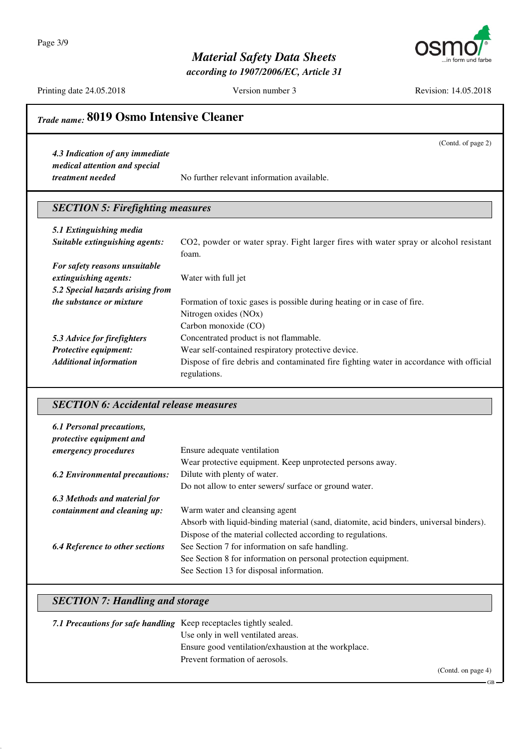## Trade name: 8019 Osmo Intensive Cleaner

(Contd. of page 2)

***4.3 Indication of any immediate medical attention and special treatment needed*** No further relevant information available.

### SECTION 5: Firefighting measures

***5.1 Extinguishing media***

***Suitable extinguishing agents:*** $CO_2$, powder or water spray. Fight larger fires with water spray or alcohol resistant foam.

***For safety reasons unsuitable extinguishing agents:*** Water with full jet

***5.2 Special hazards arising from the substance or mixture*** Formation of toxic gases is possible during heating or in case of fire.
Nitrogen oxides (NOx)
Carbon monoxide (CO)

***5.3 Advice for firefighters*** Concentrated product is not flammable.

***Protective equipment:*** Wear self-contained respiratory protective device.

***Additional information*** Dispose of fire debris and contaminated fire fighting water in accordance with official regulations.

### SECTION 6: Accidental release measures

***6.1 Personal precautions, protective equipment and emergency procedures*** Ensure adequate ventilation
Wear protective equipment. Keep unprotected persons away.

***6.2 Environmental precautions:*** Dilute with plenty of water.
Do not allow to enter sewers/ surface or ground water.

***6.3 Methods and material for containment and cleaning up:*** Warm water and cleansing agent
Absorb with liquid-binding material (sand, diatomite, acid binders, universal binders).
Dispose of the material collected according to regulations.

***6.4 Reference to other sections*** See Section 7 for information on safe handling.
See Section 8 for information on personal protection equipment.
See Section 13 for disposal information.

### SECTION 7: Handling and storage

***7.1 Precautions for safe handling*** Keep receptacles tightly sealed.
Use only in well ventilated areas.
Ensure good ventilation/exhaustion at the workplace.
Prevent formation of aerosols.

(Contd. on page 4)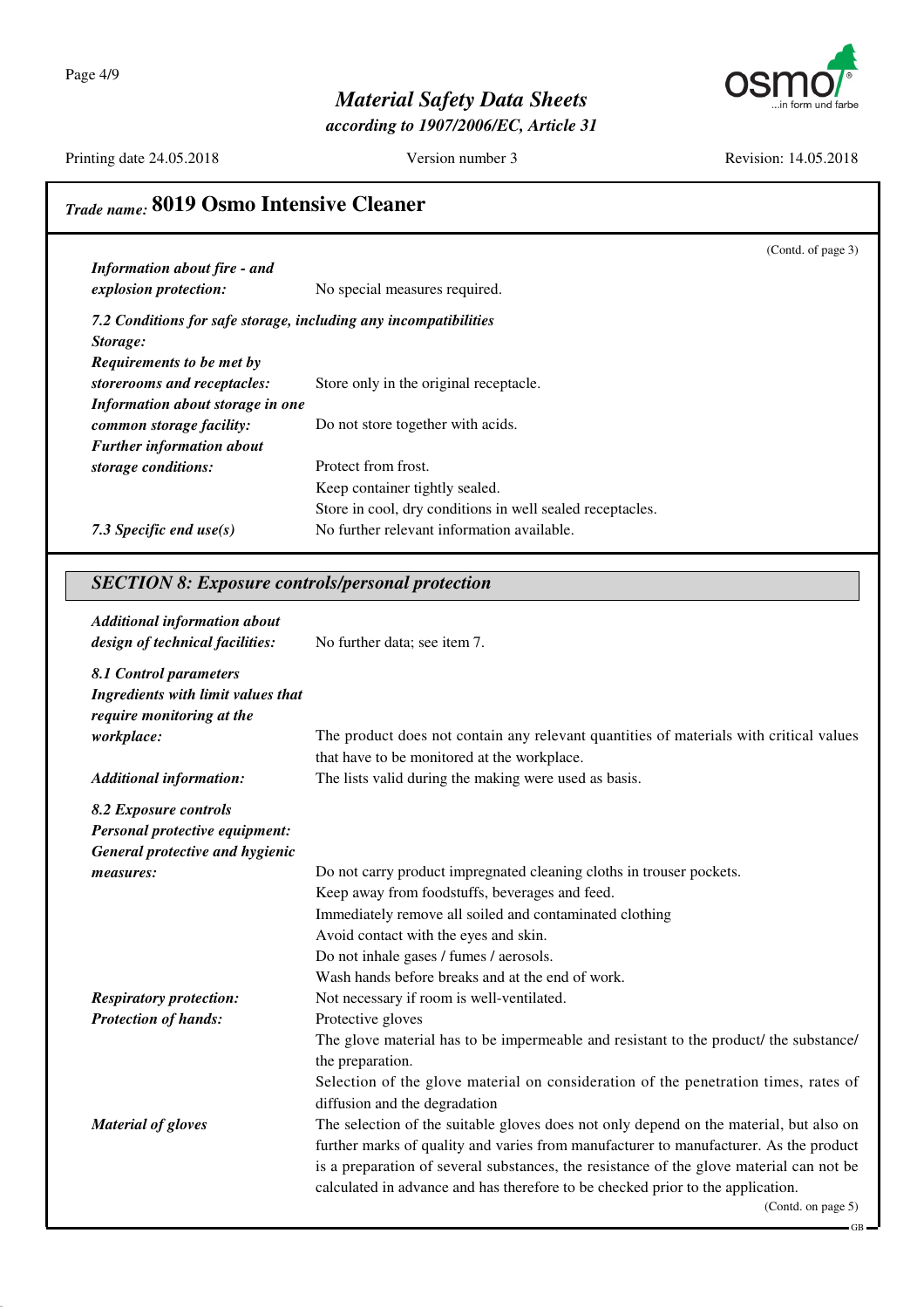## *Trade name:* 8019 Osmo Intensive Cleaner

(Contd. of page 3)

***Information about fire - and explosion protection:*** No special measures required.

***7.2 Conditions for safe storage, including any incompatibilities***

***Storage:***

***Requirements to be met by storerooms and receptacles:*** Store only in the original receptacle.

***Information about storage in one common storage facility:*** Do not store together with acids.

***Further information about storage conditions:*** Protect from frost.
Keep container tightly sealed.
Store in cool, dry conditions in well sealed receptacles.

***7.3 Specific end use(s)*** No further relevant information available.

## *SECTION 8: Exposure controls/personal protection*

***Additional information about design of technical facilities:*** No further data; see item 7.

***8.1 Control parameters***

***Ingredients with limit values that require monitoring at the workplace:*** The product does not contain any relevant quantities of materials with critical values that have to be monitored at the workplace.

***Additional information:*** The lists valid during the making were used as basis.

***8.2 Exposure controls***

***Personal protective equipment:***

***General protective and hygienic measures:***
Do not carry product impregnated cleaning cloths in trouser pockets.
Keep away from foodstuffs, beverages and feed.
Immediately remove all soiled and contaminated clothing
Avoid contact with the eyes and skin.
Do not inhale gases / fumes / aerosols.
Wash hands before breaks and at the end of work.

***Respiratory protection:*** Not necessary if room is well-ventilated.

***Protection of hands:*** Protective gloves
The glove material has to be impermeable and resistant to the product/ the substance/ the preparation.
Selection of the glove material on consideration of the penetration times, rates of diffusion and the degradation

***Material of gloves*** The selection of the suitable gloves does not only depend on the material, but also on further marks of quality and varies from manufacturer to manufacturer. As the product is a preparation of several substances, the resistance of the glove material can not be calculated in advance and has therefore to be checked prior to the application.

(Contd. on page 5)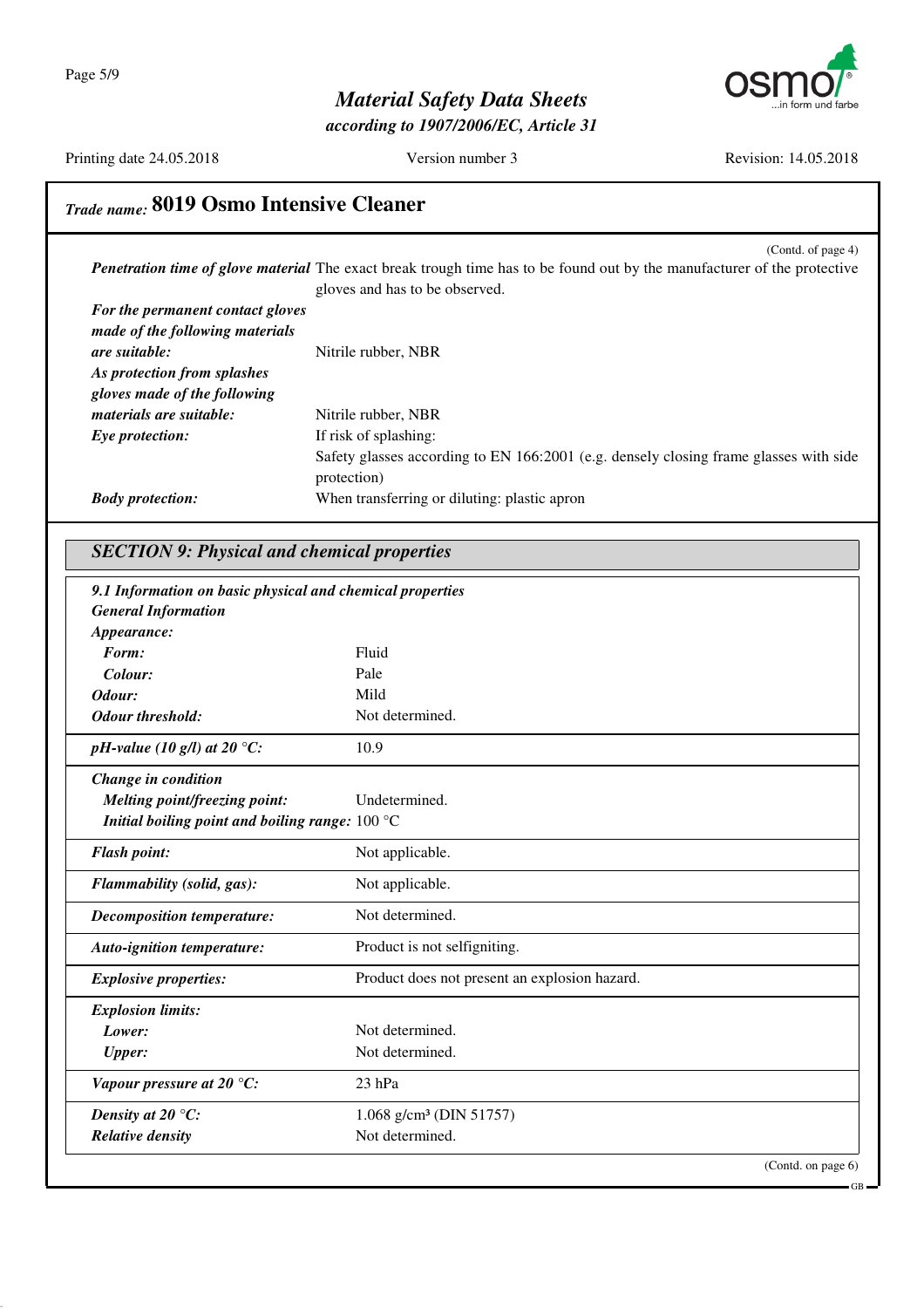## Trade name: 8019 Osmo Intensive Cleaner

(Contd. of page 4)

| | |
|---|---|
| ***Penetration time of glove material*** | The exact break trough time has to be found out by the manufacturer of the protective gloves and has to be observed. |
| ***For the permanent contact gloves made of the following materials are suitable:*** | Nitrile rubber, NBR |
| ***As protection from splashes gloves made of the following materials are suitable:*** | Nitrile rubber, NBR |
| ***Eye protection:*** | If risk of splashing: Safety glasses according to EN 166:2001 (e.g. densely closing frame glasses with side protection) |
| ***Body protection:*** | When transferring or diluting: plastic apron |

## *SECTION 9: Physical and chemical properties*

***9.1 Information on basic physical and chemical properties***

***General Information***

| | |
|---|---|
| ***Appearance:*** | |
| ***Form:*** | Fluid |
| ***Colour:*** | Pale |
| ***Odour:*** | Mild |
| ***Odour threshold:*** | Not determined. |
| ***pH-value (10 g/l) at 20 °C:*** | 10.9 |
| ***Change in condition*** | |
| ***Melting point/freezing point:*** | Undetermined. |
| ***Initial boiling point and boiling range:*** | 100 °C |
| ***Flash point:*** | Not applicable. |
| ***Flammability (solid, gas):*** | Not applicable. |
| ***Decomposition temperature:*** | Not determined. |
| ***Auto-ignition temperature:*** | Product is not selfigniting. |
| ***Explosive properties:*** | Product does not present an explosion hazard. |
| ***Explosion limits:*** | |
| ***Lower:*** | Not determined. |
| ***Upper:*** | Not determined. |
| ***Vapour pressure at 20 °C:*** | 23 hPa |
| ***Density at 20 °C:*** | 1.068 g/cm³ (DIN 51757) |
| ***Relative density*** | Not determined. |

(Contd. on page 6)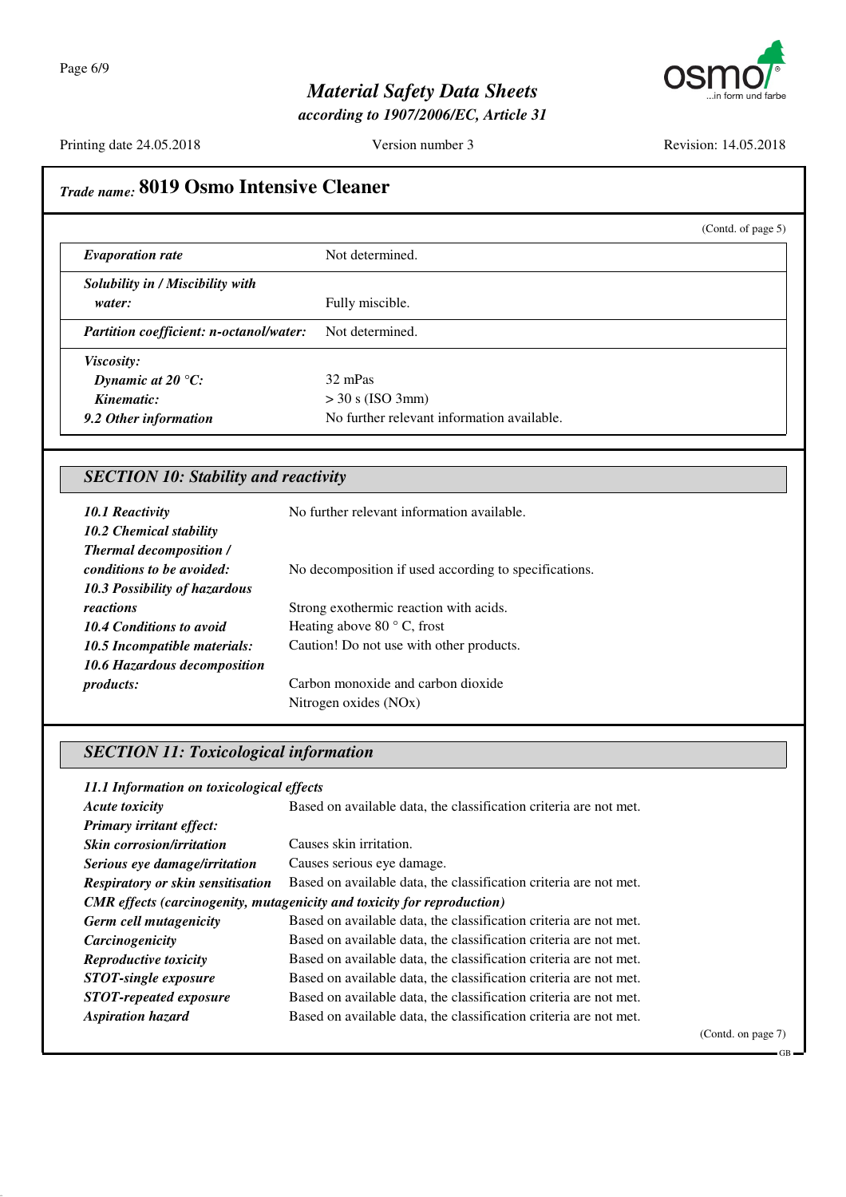## Trade name: 8019 Osmo Intensive Cleaner

(Contd. of page 5)

| | |
|---|---|
| *Evaporation rate* | Not determined. |
| *Solubility in / Miscibility with water:* | Fully miscible. |
| *Partition coefficient: n-octanol/water:* | Not determined. |
| *Viscosity:* | |
| *Dynamic at 20 °C:* | 32 mPas |
| *Kinematic:* | > 30 s (ISO 3mm) |
| *9.2 Other information* | No further relevant information available. |

## SECTION 10: Stability and reactivity

| | |
|---|---|
| *10.1 Reactivity* | No further relevant information available. |
| *10.2 Chemical stability* | |
| *Thermal decomposition / conditions to be avoided:* | No decomposition if used according to specifications. |
| *10.3 Possibility of hazardous reactions* | Strong exothermic reaction with acids. |
| *10.4 Conditions to avoid* | Heating above 80 ° C, frost |
| *10.5 Incompatible materials:* | Caution! Do not use with other products. |
| *10.6 Hazardous decomposition products:* | Carbon monoxide and carbon dioxide<br>Nitrogen oxides (NOx) |

## SECTION 11: Toxicological information

*11.1 Information on toxicological effects*

| | |
|---|---|
| *Acute toxicity* | Based on available data, the classification criteria are not met. |
| *Primary irritant effect:* | |
| *Skin corrosion/irritation* | Causes skin irritation. |
| *Serious eye damage/irritation* | Causes serious eye damage. |
| *Respiratory or skin sensitisation* | Based on available data, the classification criteria are not met. |
| *CMR effects (carcinogenity, mutagenicity and toxicity for reproduction)* | |
| *Germ cell mutagenicity* | Based on available data, the classification criteria are not met. |
| *Carcinogenicity* | Based on available data, the classification criteria are not met. |
| *Reproductive toxicity* | Based on available data, the classification criteria are not met. |
| *STOT-single exposure* | Based on available data, the classification criteria are not met. |
| *STOT-repeated exposure* | Based on available data, the classification criteria are not met. |
| *Aspiration hazard* | Based on available data, the classification criteria are not met. |

(Contd. on page 7)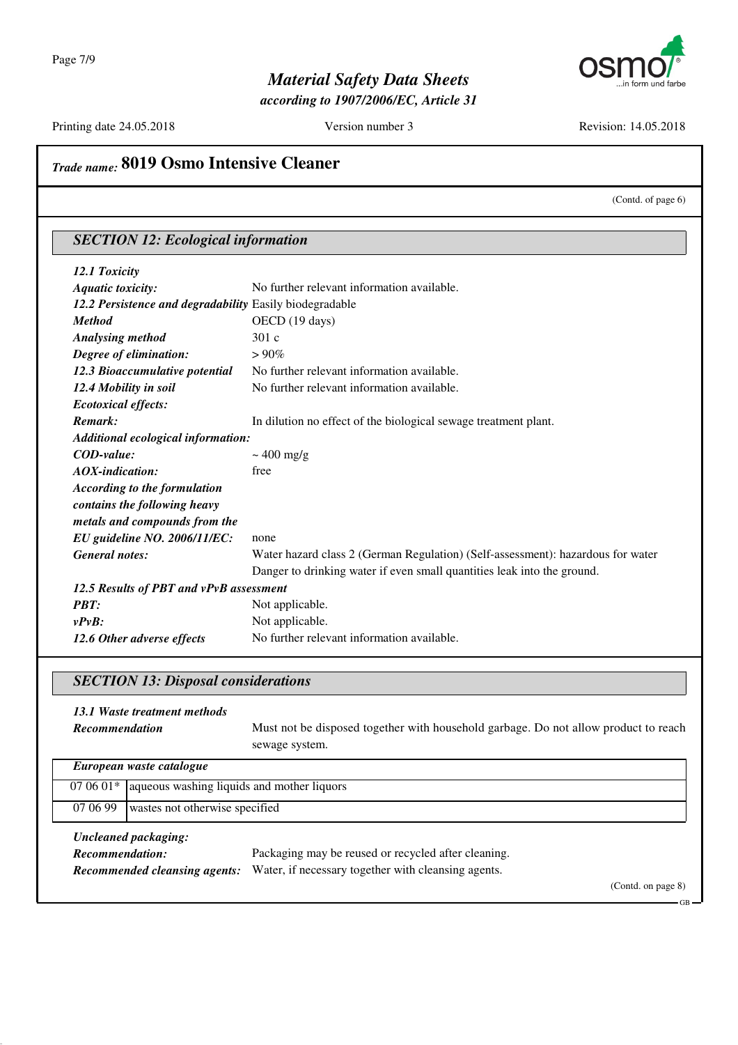## Trade name: 8019 Osmo Intensive Cleaner

(Contd. of page 6)

### SECTION 12: Ecological information

***12.1 Toxicity***

***Aquatic toxicity:*** No further relevant information available.

***12.2 Persistence and degradability*** Easily biodegradable

***Method*** OECD (19 days)

***Analysing method*** 301 c

***Degree of elimination:*** > 90%

***12.3 Bioaccumulative potential*** No further relevant information available.

***12.4 Mobility in soil*** No further relevant information available.

***Ecotoxical effects:***

***Remark:*** In dilution no effect of the biological sewage treatment plant.

***Additional ecological information:***

***COD-value:*** ~ 400 mg/g

***AOX-indication:*** free

***According to the formulation contains the following heavy metals and compounds from the EU guideline NO. 2006/11/EC:*** none

***General notes:*** Water hazard class 2 (German Regulation) (Self-assessment): hazardous for water
Danger to drinking water if even small quantities leak into the ground.

***12.5 Results of PBT and vPvB assessment***

***PBT:*** Not applicable.

***vPvB:*** Not applicable.

***12.6 Other adverse effects*** No further relevant information available.

### SECTION 13: Disposal considerations

***13.1 Waste treatment methods***

***Recommendation*** Must not be disposed together with household garbage. Do not allow product to reach sewage system.

| *European waste catalogue* | |
|---|---|
| 07 06 01* | aqueous washing liquids and mother liquors |
| 07 06 99 | wastes not otherwise specified |

***Uncleaned packaging:***

***Recommendation:*** Packaging may be reused or recycled after cleaning.

***Recommended cleansing agents:*** Water, if necessary together with cleansing agents.

(Contd. on page 8)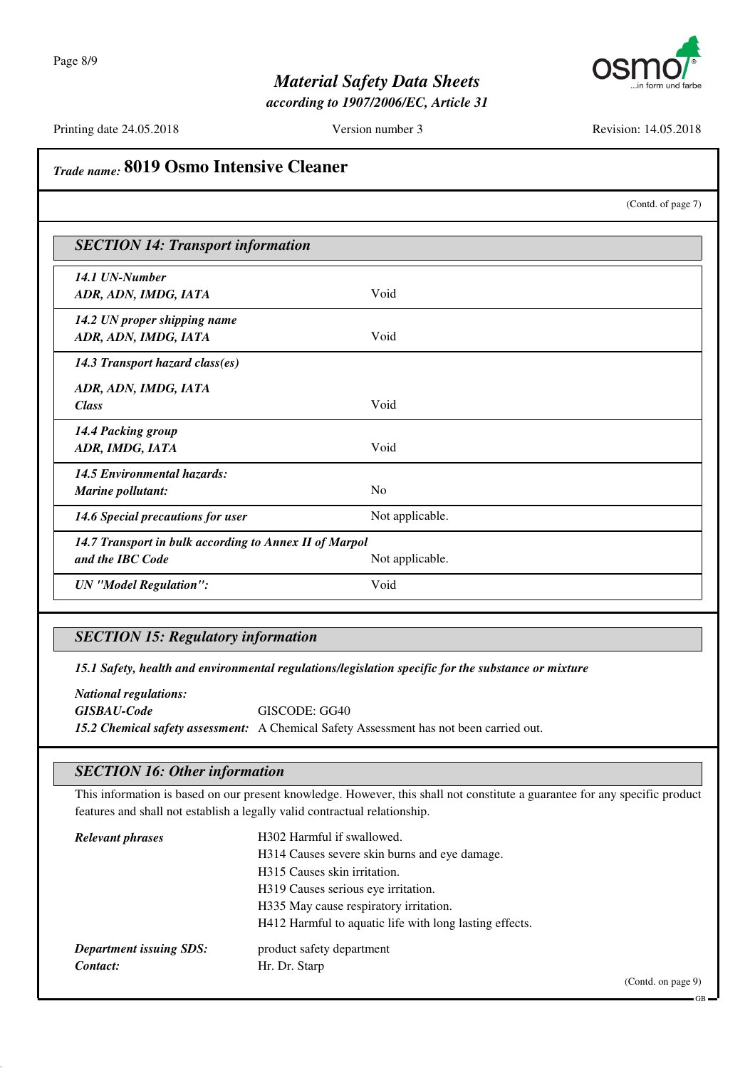*Trade name:* **8019 Osmo Intensive Cleaner**

(Contd. of page 7)

## SECTION 14: Transport information

| | |
|---|---|
| ***14.1 UN-Number*** | |
| ***ADR, ADN, IMDG, IATA*** | Void |
| ***14.2 UN proper shipping name*** | |
| ***ADR, ADN, IMDG, IATA*** | Void |
| ***14.3 Transport hazard class(es)*** | |
| ***ADR, ADN, IMDG, IATA*** | |
| ***Class*** | Void |
| ***14.4 Packing group*** | |
| ***ADR, IMDG, IATA*** | Void |
| ***14.5 Environmental hazards:*** | |
| ***Marine pollutant:*** | No |
| ***14.6 Special precautions for user*** | Not applicable. |
| ***14.7 Transport in bulk according to Annex II of Marpol and the IBC Code*** | Not applicable. |
| ***UN "Model Regulation":*** | Void |

## SECTION 15: Regulatory information

***15.1 Safety, health and environmental regulations/legislation specific for the substance or mixture***

***National regulations:***

***GISBAU-Code*** GISCODE: GG40

***15.2 Chemical safety assessment:*** A Chemical Safety Assessment has not been carried out.

## SECTION 16: Other information

This information is based on our present knowledge. However, this shall not constitute a guarantee for any specific product features and shall not establish a legally valid contractual relationship.

***Relevant phrases***

H302 Harmful if swallowed.
H314 Causes severe skin burns and eye damage.
H315 Causes skin irritation.
H319 Causes serious eye irritation.
H335 May cause respiratory irritation.
H412 Harmful to aquatic life with long lasting effects.

***Department issuing SDS:*** product safety department

***Contact:*** Hr. Dr. Starp

(Contd. on page 9)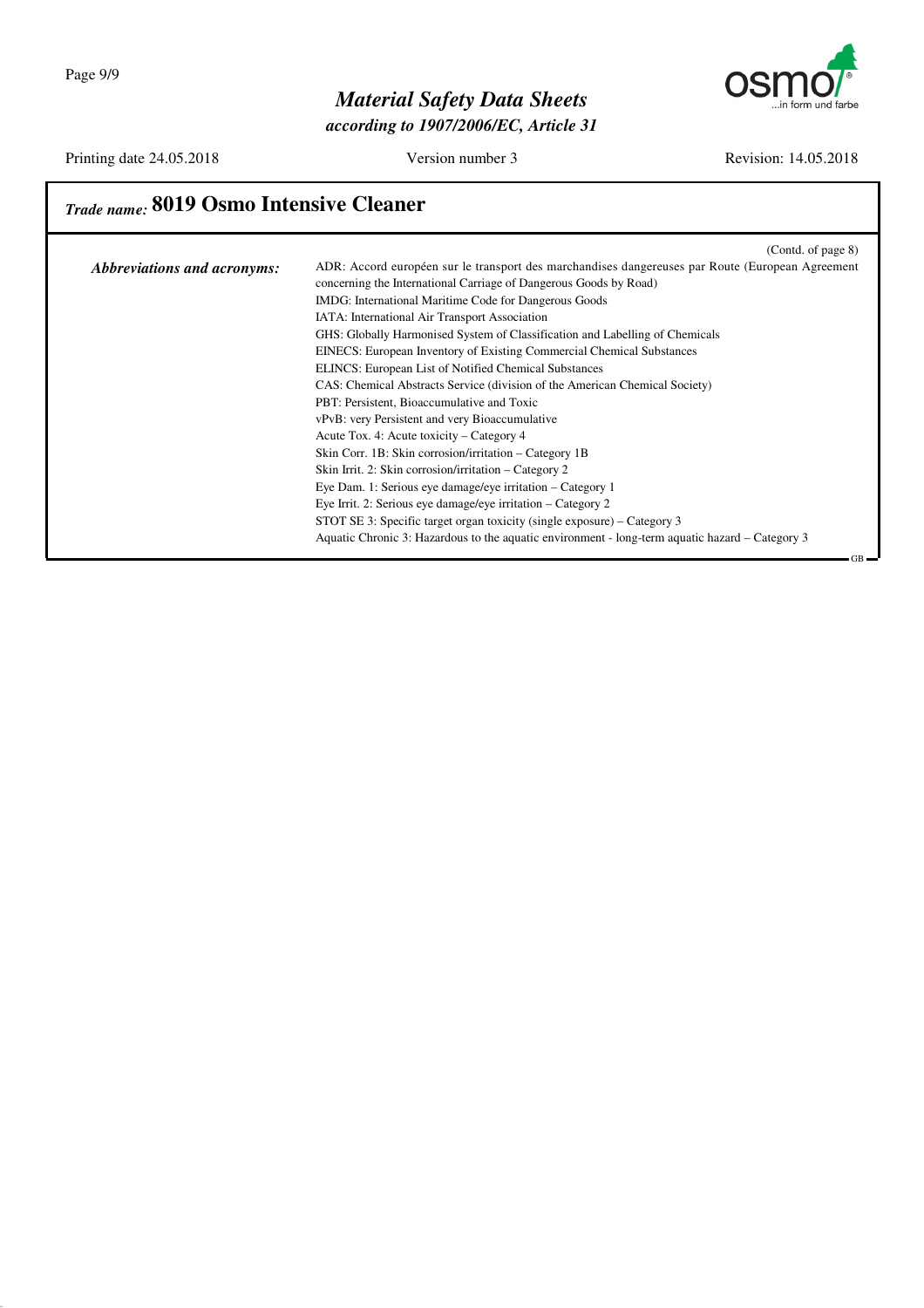## Trade name: 8019 Osmo Intensive Cleaner

(Contd. of page 8)

***Abbreviations and acronyms:***

ADR: Accord européen sur le transport des marchandises dangereuses par Route (European Agreement concerning the International Carriage of Dangerous Goods by Road)
IMDG: International Maritime Code for Dangerous Goods
IATA: International Air Transport Association
GHS: Globally Harmonised System of Classification and Labelling of Chemicals
EINECS: European Inventory of Existing Commercial Chemical Substances
ELINCS: European List of Notified Chemical Substances
CAS: Chemical Abstracts Service (division of the American Chemical Society)
PBT: Persistent, Bioaccumulative and Toxic
vPvB: very Persistent and very Bioaccumulative
Acute Tox. 4: Acute toxicity – Category 4
Skin Corr. 1B: Skin corrosion/irritation – Category 1B
Skin Irrit. 2: Skin corrosion/irritation – Category 2
Eye Dam. 1: Serious eye damage/eye irritation – Category 1
Eye Irrit. 2: Serious eye damage/eye irritation – Category 2
STOT SE 3: Specific target organ toxicity (single exposure) – Category 3
Aquatic Chronic 3: Hazardous to the aquatic environment - long-term aquatic hazard – Category 3